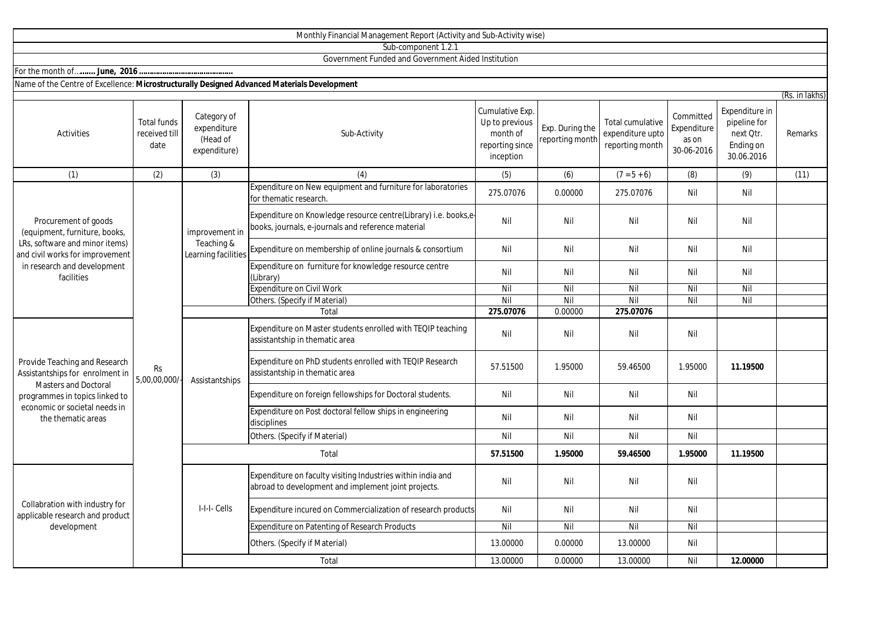Monthly Financial Management Report (Activity and Sub-Activity wise)

Sub-component 1.2.1

Government Funded and Government Aided Institution

For the month of…**...... June, 2016 .............................................**

Name of the Centre of Excellence: **Microstructurally Designed Advanced Materials Development**

(Rs. in lakhs)

| Activities | Total funds received till date | Category of expenditure (Head of expenditure) | Sub-Activity | Cumulative Exp. Up to previous month of reporting since inception | Exp. During the reporting month | Total cumulative expenditure upto reporting month | Committed Expenditure as on 30-06-2016 | Expenditure in pipeline for next Qtr. Ending on 30.06.2016 | Remarks |
|---|---|---|---|---|---|---|---|---|---|
| (1) | (2) | (3) | (4) | (5) | (6) | (7 = 5 + 6) | (8) | (9) | (11) |
| Procurement of goods (equipment, furniture, books, LRs, software and minor items) and civil works for improvement in research and development facilities | Rs 5,00,00,000/- | improvement in Teaching & Learning facilities | Expenditure on New equipment and furniture for laboratories for thematic research. | 275.07076 | 0.00000 | 275.07076 | Nil | Nil | |
| | | | Expenditure on Knowledge resource centre(Library) i.e. books,e-books, journals, e-journals and reference material | Nil | Nil | Nil | Nil | Nil | |
| | | | Expenditure on membership of online journals & consortium | Nil | Nil | Nil | Nil | Nil | |
| | | | Expenditure on furniture for knowledge resource centre (Library) | Nil | Nil | Nil | Nil | Nil | |
| | | | Expenditure on Civil Work | Nil | Nil | Nil | Nil | Nil | |
| | | | Others. (Specify if Material) | Nil | Nil | Nil | Nil | Nil | |
| | | | Total | **275.07076** | 0.00000 | **275.07076** | | | |
| Provide Teaching and Research Assistantships for enrolment in Masters and Doctoral programmes in topics linked to economic or societal needs in the thematic areas | | Assistantships | Expenditure on Master students enrolled with TEQIP teaching assistantship in thematic area | Nil | Nil | Nil | Nil | | |
| | | | Expenditure on PhD students enrolled with TEQIP Research assistantship in thematic area | 57.51500 | 1.95000 | 59.46500 | 1.95000 | **11.19500** | |
| | | | Expenditure on foreign fellowships for Doctoral students. | Nil | Nil | Nil | Nil | | |
| | | | Expenditure on Post doctoral fellow ships in engineering disciplines | Nil | Nil | Nil | Nil | | |
| | | | Others. (Specify if Material) | Nil | Nil | Nil | Nil | | |
| | | | Total | **57.51500** | **1.95000** | **59.46500** | **1.95000** | **11.19500** | |
| Collabration with industry for applicable research and product development | | I-I-I- Cells | Expenditure on faculty visiting Industries within india and abroad to development and implement joint projects. | Nil | Nil | Nil | Nil | | |
| | | | Expenditure incured on Commercialization of research products | Nil | Nil | Nil | Nil | | |
| | | | Expenditure on Patenting of Research Products | Nil | Nil | Nil | Nil | | |
| | | | Others. (Specify if Material) | 13.00000 | 0.00000 | 13.00000 | Nil | | |
| | | | Total | 13.00000 | 0.00000 | 13.00000 | Nil | **12.00000** | |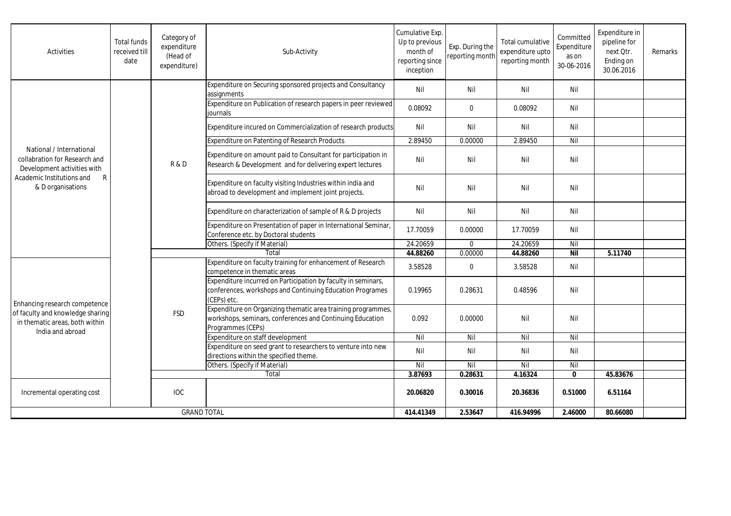| Activities | Total funds received till date | Category of expenditure (Head of expenditure) | Sub-Activity | Cumulative Exp. Up to previous month of reporting since inception | Exp. During the reporting month | Total cumulative expenditure upto reporting month | Committed Expenditure as on 30-06-2016 | Expenditure in pipeline for next Qtr. Ending on 30.06.2016 | Remarks |
|---|---|---|---|---|---|---|---|---|---|
| National / International collabration for Research and Development activities with Academic Institutions and R & D organisations | | R & D | Expenditure on Securing sponsored projects and Consultancy assignments | Nil | Nil | Nil | Nil | | |
| | | | Expenditure on Publication of research papers in peer reviewed journals | 0.08092 | 0 | 0.08092 | Nil | | |
| | | | Expenditure incured on Commercialization of research products | Nil | Nil | Nil | Nil | | |
| | | | Expenditure on Patenting of Research Products | 2.89450 | 0.00000 | 2.89450 | Nil | | |
| | | | Expenditure on amount paid to Consultant for participation in Research & Development and for delivering expert lectures | Nil | Nil | Nil | Nil | | |
| | | | Expenditure on faculty visiting Industries within india and abroad to development and implement joint projects. | Nil | Nil | Nil | Nil | | |
| | | | Expenditure on characterization of sample of R & D projects | Nil | Nil | Nil | Nil | | |
| | | | Expenditure on Presentation of paper in International Seminar, Conference etc. by Doctoral students | 17.70059 | 0.00000 | 17.70059 | Nil | | |
| | | | Others. (Specify if Material) | 24.20659 | 0 | 24.20659 | Nil | | |
| | | | Total | **44.88260** | 0.00000 | **44.88260** | **Nil** | **5.11740** | |
| Enhancing research competence of faculty and knowledge sharing in thematic areas, both within India and abroad | | FSD | Expenditure on faculty training for enhancement of Research competence in thematic areas | 3.58528 | 0 | 3.58528 | Nil | | |
| | | | Expenditure incurred on Participation by faculty in seminars, conferences, workshops and Continuing Education Programes (CEPs) etc. | 0.19965 | 0.28631 | 0.48596 | Nil | | |
| | | | Expenditure on Organizing thematic area training programmes, workshops, seminars, conferences and Continuing Education Programmes (CEPs) | 0.092 | 0.00000 | Nil | Nil | | |
| | | | Expenditure on staff development | Nil | Nil | Nil | Nil | | |
| | | | Expenditure on seed grant to researchers to venture into new directions within the specified theme. | Nil | Nil | Nil | Nil | | |
| | | | Others. (Specify if Material) | Nil | Nil | Nil | Nil | | |
| | | | Total | **3.87693** | **0.28631** | **4.16324** | **0** | **45.83676** | |
| Incremental operating cost | | IOC | | **20.06820** | **0.30016** | **20.36836** | **0.51000** | **6.51164** | |
| GRAND TOTAL | | | | **414.41349** | **2.53647** | **416.94996** | **2.46000** | **80.66080** | |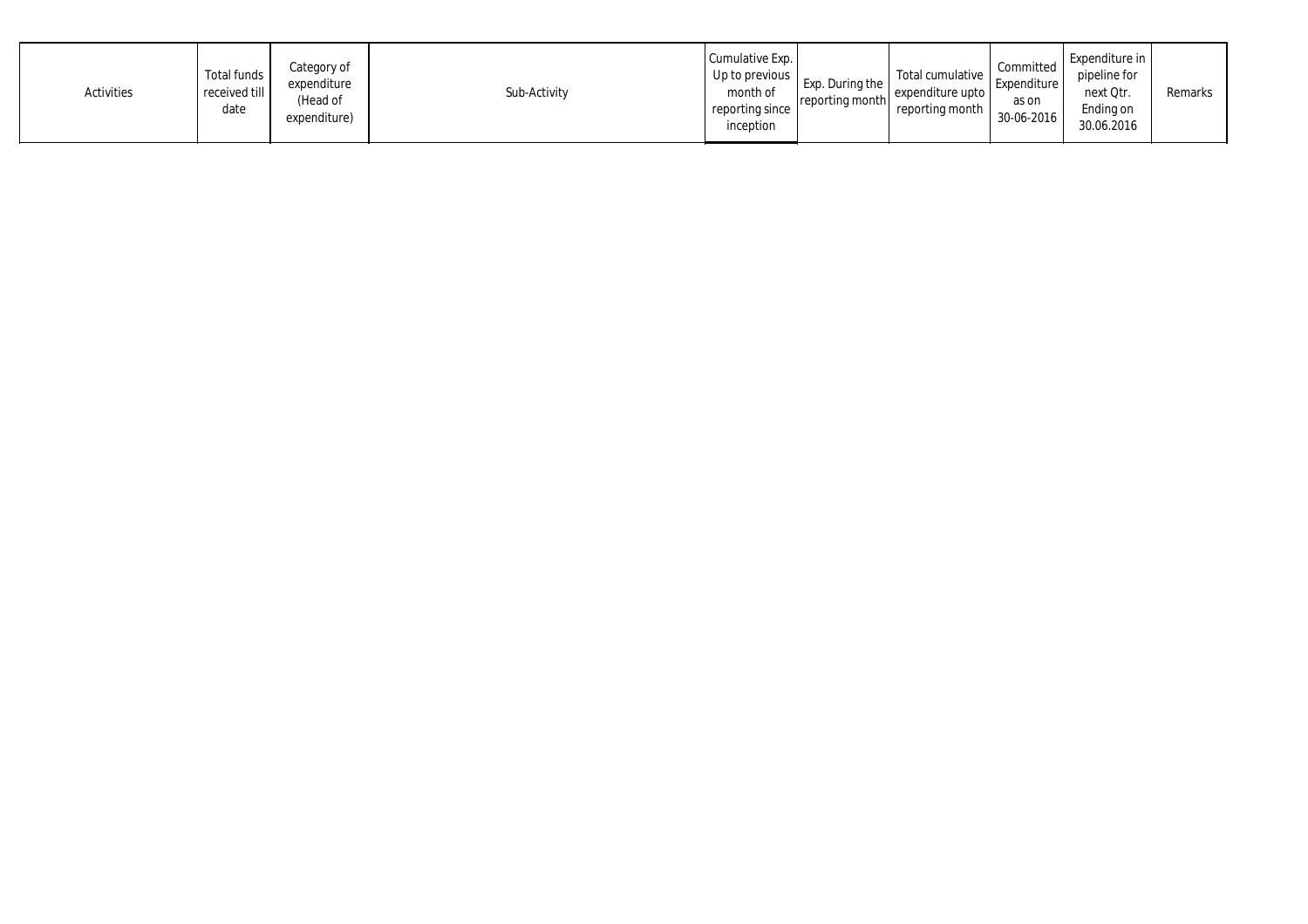| Activities | Total funds received till date | Category of expenditure (Head of expenditure) | Sub-Activity | Cumulative Exp. Up to previous month of reporting since inception | Exp. During the reporting month | Total cumulative expenditure upto reporting month | Committed Expenditure as on 30-06-2016 | Expenditure in pipeline for next Qtr. Ending on 30.06.2016 | Remarks |
|---|---|---|---|---|---|---|---|---|---|